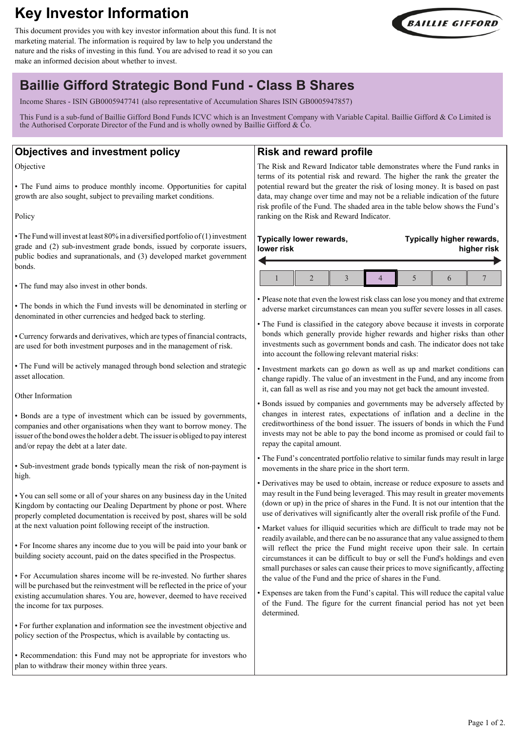# Key Investor Information

This document provides you with key investor information about this fund. It is not marketing material. The information is required by law to help you understand the nature and the risks of investing in this fund. You are advised to read it so you can make an informed decision about whether to invest.

## Baillie Gifford Strategic Bond Fund - Class B Shares

Income Shares - ISIN GB0005947741 (also representative of Accumulation Shares ISIN GB0005947857)

This Fund is a sub-fund of Baillie Gifford Bond Funds ICVC which is an Investment Company with Variable Capital. Baillie Gifford & Co Limited is the Authorised Corporate Director of the Fund and is wholly owned by Baillie Gifford & Co.

## Objectives and investment policy

Objective

• The Fund aims to produce monthly income. Opportunities for capital growth are also sought, subject to prevailing market conditions.

Policy

• The Fund will invest at least 80% in a diversified portfolio of (1) investment grade and (2) sub-investment grade bonds, issued by corporate issuers, public bodies and supranationals, and (3) developed market government bonds.

• The fund may also invest in other bonds.

• The bonds in which the Fund invests will be denominated in sterling or denominated in other currencies and hedged back to sterling.

• Currency forwards and derivatives, which are types of financial contracts, are used for both investment purposes and in the management of risk.

• The Fund will be actively managed through bond selection and strategic asset allocation.

Other Information

• Bonds are a type of investment which can be issued by governments, companies and other organisations when they want to borrow money. The issuer of the bond owes the holder a debt. The issuer is obliged to pay interest and/or repay the debt at a later date.

• Sub-investment grade bonds typically mean the risk of non-payment is high.

• You can sell some or all of your shares on any business day in the United Kingdom by contacting our Dealing Department by phone or post. Where properly completed documentation is received by post, shares will be sold at the next valuation point following receipt of the instruction.

• For Income shares any income due to you will be paid into your bank or building society account, paid on the dates specified in the Prospectus.

• For Accumulation shares income will be re-invested. No further shares will be purchased but the reinvestment will be reflected in the price of your existing accumulation shares. You are, however, deemed to have received the income for tax purposes.

• For further explanation and information see the investment objective and policy section of the Prospectus, which is available by contacting us.

• Recommendation: this Fund may not be appropriate for investors who plan to withdraw their money within three years.

## Risk and reward profile

The Risk and Reward Indicator table demonstrates where the Fund ranks in terms of its potential risk and reward. The higher the rank the greater the potential reward but the greater the risk of losing money. It is based on past data, may change over time and may not be a reliable indication of the future risk profile of the Fund. The shaded area in the table below shows the Fund's ranking on the Risk and Reward Indicator.

**Typically lower rewards, lower risk** ← → **Typically higher rewards, higher risk**

| 1 | 2 | 3 | **4** | 5 | 6 | 7 |
|---|---|---|---|---|---|---|

• Please note that even the lowest risk class can lose you money and that extreme adverse market circumstances can mean you suffer severe losses in all cases.

• The Fund is classified in the category above because it invests in corporate bonds which generally provide higher rewards and higher risks than other investments such as government bonds and cash. The indicator does not take into account the following relevant material risks:

• Investment markets can go down as well as up and market conditions can change rapidly. The value of an investment in the Fund, and any income from it, can fall as well as rise and you may not get back the amount invested.

• Bonds issued by companies and governments may be adversely affected by changes in interest rates, expectations of inflation and a decline in the creditworthiness of the bond issuer. The issuers of bonds in which the Fund invests may not be able to pay the bond income as promised or could fail to repay the capital amount.

• The Fund's concentrated portfolio relative to similar funds may result in large movements in the share price in the short term.

• Derivatives may be used to obtain, increase or reduce exposure to assets and may result in the Fund being leveraged. This may result in greater movements (down or up) in the price of shares in the Fund. It is not our intention that the use of derivatives will significantly alter the overall risk profile of the Fund.

• Market values for illiquid securities which are difficult to trade may not be readily available, and there can be no assurance that any value assigned to them will reflect the price the Fund might receive upon their sale. In certain circumstances it can be difficult to buy or sell the Fund's holdings and even small purchases or sales can cause their prices to move significantly, affecting the value of the Fund and the price of shares in the Fund.

• Expenses are taken from the Fund's capital. This will reduce the capital value of the Fund. The figure for the current financial period has not yet been determined.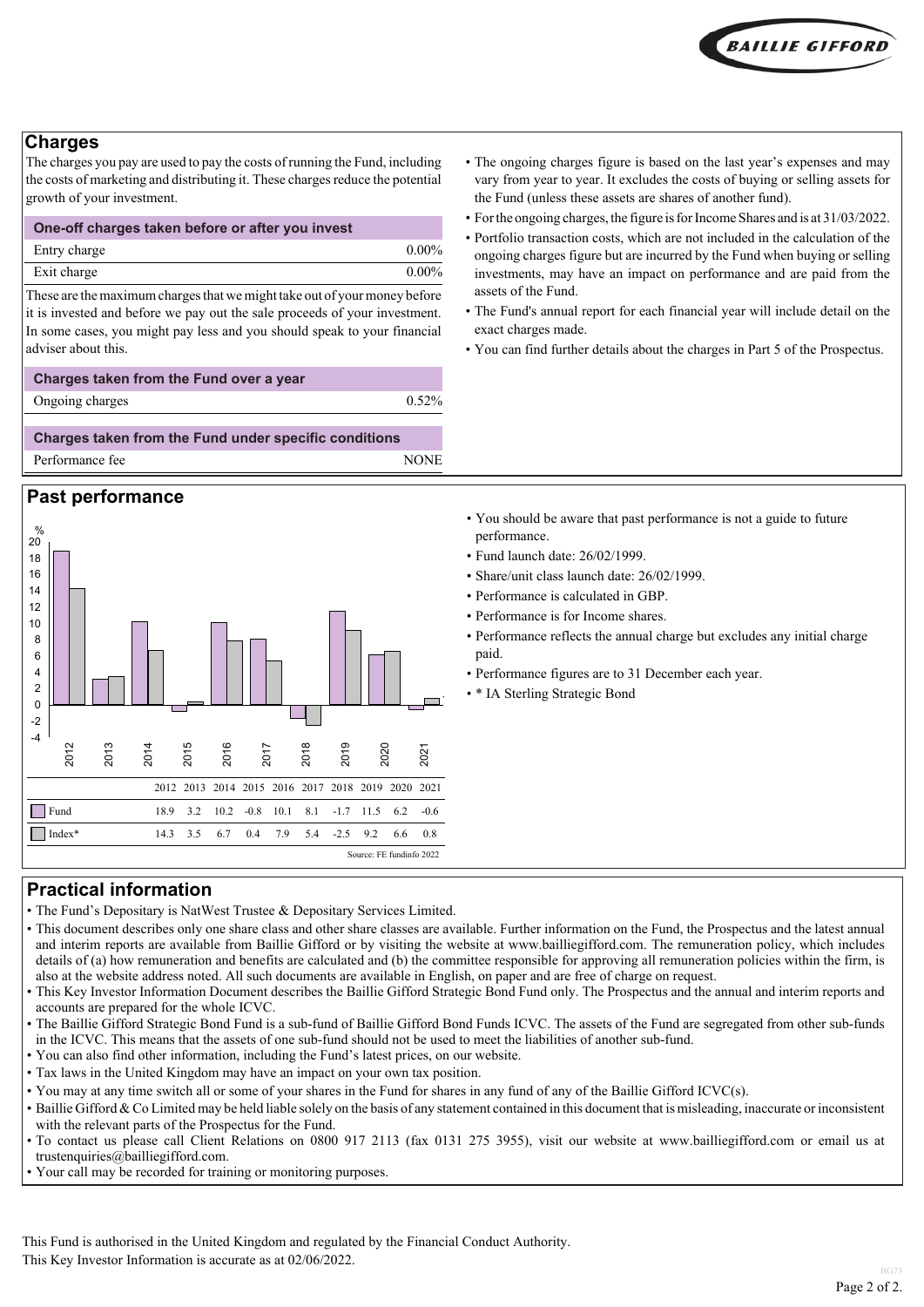## Charges

The charges you pay are used to pay the costs of running the Fund, including the costs of marketing and distributing it. These charges reduce the potential growth of your investment.

| One-off charges taken before or after you invest | |
|---|---|
| Entry charge | 0.00% |
| Exit charge | 0.00% |

These are the maximum charges that we might take out of your money before it is invested and before we pay out the sale proceeds of your investment. In some cases, you might pay less and you should speak to your financial adviser about this.

| Charges taken from the Fund over a year | |
|---|---|
| Ongoing charges | 0.52% |

| Charges taken from the Fund under specific conditions | |
|---|---|
| Performance fee | NONE |

- The ongoing charges figure is based on the last year's expenses and may vary from year to year. It excludes the costs of buying or selling assets for the Fund (unless these assets are shares of another fund).
- For the ongoing charges, the figure is for Income Shares and is at 31/03/2022.
- Portfolio transaction costs, which are not included in the calculation of the ongoing charges figure but are incurred by the Fund when buying or selling investments, may have an impact on performance and are paid from the assets of the Fund.
- The Fund's annual report for each financial year will include detail on the exact charges made.
- You can find further details about the charges in Part 5 of the Prospectus.

## Past performance

%
20
18
16
14
12
10
8
6
4
2
0
-2
-4

2012 2013 2014 2015 2016 2017 2018 2019 2020 2021

| | 2012 | 2013 | 2014 | 2015 | 2016 | 2017 | 2018 | 2019 | 2020 | 2021 |
|---|---|---|---|---|---|---|---|---|---|---|
| Fund | 18.9 | 3.2 | 10.2 | -0.8 | 10.1 | 8.1 | -1.7 | 11.5 | 6.2 | -0.6 |
| Index* | 14.3 | 3.5 | 6.7 | 0.4 | 7.9 | 5.4 | -2.5 | 9.2 | 6.6 | 0.8 |

Source: FE fundinfo 2022

- You should be aware that past performance is not a guide to future performance.
- Fund launch date: 26/02/1999.
- Share/unit class launch date: 26/02/1999.
- Performance is calculated in GBP.
- Performance is for Income shares.
- Performance reflects the annual charge but excludes any initial charge paid.
- Performance figures are to 31 December each year.
- * IA Sterling Strategic Bond

## Practical information

- The Fund's Depositary is NatWest Trustee & Depositary Services Limited.
- This document describes only one share class and other share classes are available. Further information on the Fund, the Prospectus and the latest annual and interim reports are available from Baillie Gifford or by visiting the website at www.bailliegifford.com. The remuneration policy, which includes details of (a) how remuneration and benefits are calculated and (b) the committee responsible for approving all remuneration policies within the firm, is also at the website address noted. All such documents are available in English, on paper and are free of charge on request.
- This Key Investor Information Document describes the Baillie Gifford Strategic Bond Fund only. The Prospectus and the annual and interim reports and accounts are prepared for the whole ICVC.
- The Baillie Gifford Strategic Bond Fund is a sub-fund of Baillie Gifford Bond Funds ICVC. The assets of the Fund are segregated from other sub-funds in the ICVC. This means that the assets of one sub-fund should not be used to meet the liabilities of another sub-fund.
- You can also find other information, including the Fund's latest prices, on our website.
- Tax laws in the United Kingdom may have an impact on your own tax position.
- You may at any time switch all or some of your shares in the Fund for shares in any fund of any of the Baillie Gifford ICVC(s).
- Baillie Gifford & Co Limited may be held liable solely on the basis of any statement contained in this document that is misleading, inaccurate or inconsistent with the relevant parts of the Prospectus for the Fund.
- To contact us please call Client Relations on 0800 917 2113 (fax 0131 275 3955), visit our website at www.bailliegifford.com or email us at trustenquiries@bailliegifford.com.
- Your call may be recorded for training or monitoring purposes.

This Fund is authorised in the United Kingdom and regulated by the Financial Conduct Authority.
This Key Investor Information is accurate as at 02/06/2022.